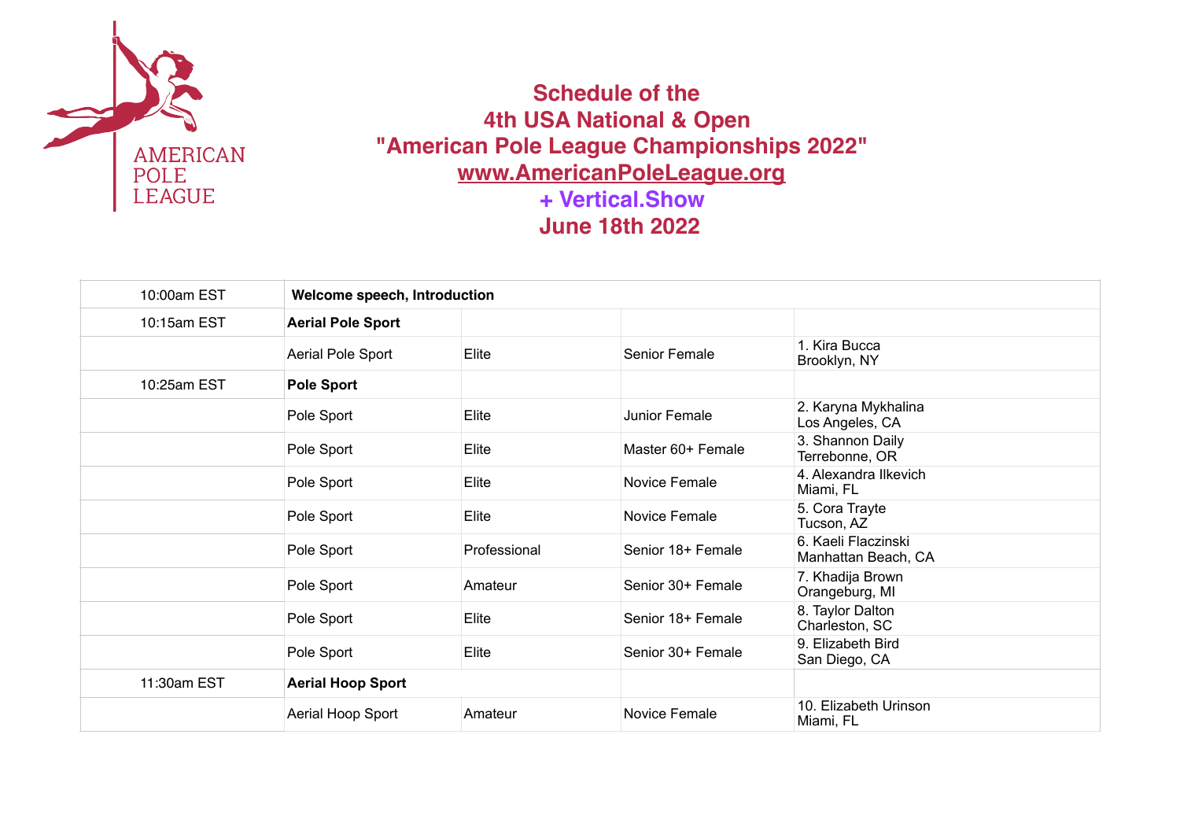AMERICAN POLE LEAGUE

# Schedule of the 4th USA National & Open "American Pole League Championships 2022"

**www.AmericanPoleLeague.org**

**+ Vertical.Show**

**June 18th 2022**

| | | | | |
|---|---|---|---|---|
| 10:00am EST | **Welcome speech, Introduction** | | | |
| 10:15am EST | **Aerial Pole Sport** | | | |
| | Aerial Pole Sport | Elite | Senior Female | 1. Kira Bucca<br>Brooklyn, NY |
| 10:25am EST | **Pole Sport** | | | |
| | Pole Sport | Elite | Junior Female | 2. Karyna Mykhalina<br>Los Angeles, CA |
| | Pole Sport | Elite | Master 60+ Female | 3. Shannon Daily<br>Terrebonne, OR |
| | Pole Sport | Elite | Novice Female | 4. Alexandra Ilkevich<br>Miami, FL |
| | Pole Sport | Elite | Novice Female | 5. Cora Trayte<br>Tucson, AZ |
| | Pole Sport | Professional | Senior 18+ Female | 6. Kaeli Flaczinski<br>Manhattan Beach, CA |
| | Pole Sport | Amateur | Senior 30+ Female | 7. Khadija Brown<br>Orangeburg, MI |
| | Pole Sport | Elite | Senior 18+ Female | 8. Taylor Dalton<br>Charleston, SC |
| | Pole Sport | Elite | Senior 30+ Female | 9. Elizabeth Bird<br>San Diego, CA |
| 11:30am EST | **Aerial Hoop Sport** | | | |
| | Aerial Hoop Sport | Amateur | Novice Female | 10. Elizabeth Urinson<br>Miami, FL |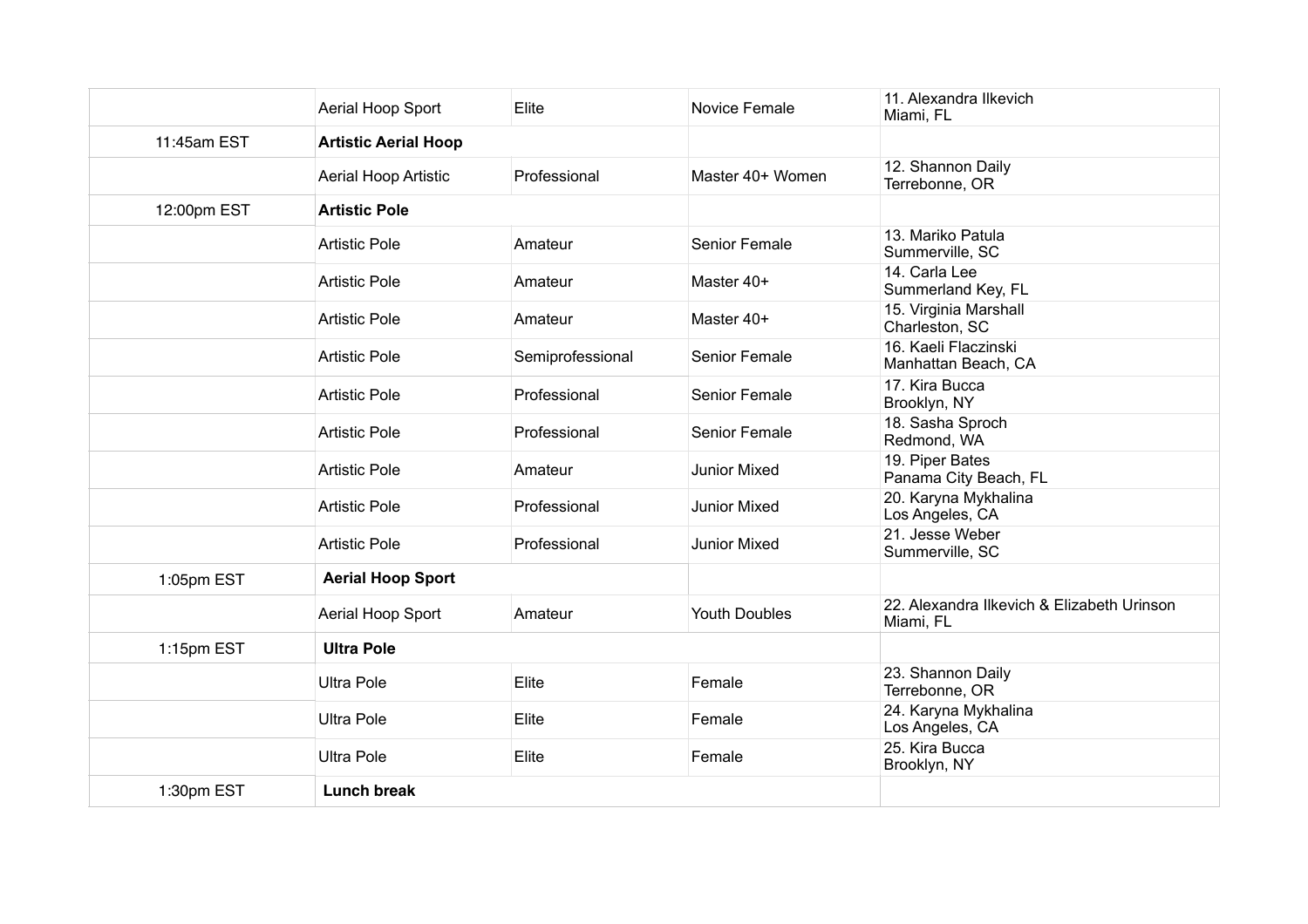| | | | | |
|---|---|---|---|---|
| | Aerial Hoop Sport | Elite | Novice Female | 11. Alexandra Ilkevich<br>Miami, FL |
| 11:45am EST | **Artistic Aerial Hoop** | | | |
| | Aerial Hoop Artistic | Professional | Master 40+ Women | 12. Shannon Daily<br>Terrebonne, OR |
| 12:00pm EST | **Artistic Pole** | | | |
| | Artistic Pole | Amateur | Senior Female | 13. Mariko Patula<br>Summerville, SC |
| | Artistic Pole | Amateur | Master 40+ | 14. Carla Lee<br>Summerland Key, FL |
| | Artistic Pole | Amateur | Master 40+ | 15. Virginia Marshall<br>Charleston, SC |
| | Artistic Pole | Semiprofessional | Senior Female | 16. Kaeli Flaczinski<br>Manhattan Beach, CA |
| | Artistic Pole | Professional | Senior Female | 17. Kira Bucca<br>Brooklyn, NY |
| | Artistic Pole | Professional | Senior Female | 18. Sasha Sproch<br>Redmond, WA |
| | Artistic Pole | Amateur | Junior Mixed | 19. Piper Bates<br>Panama City Beach, FL |
| | Artistic Pole | Professional | Junior Mixed | 20. Karyna Mykhalina<br>Los Angeles, CA |
| | Artistic Pole | Professional | Junior Mixed | 21. Jesse Weber<br>Summerville, SC |
| 1:05pm EST | **Aerial Hoop Sport** | | | |
| | Aerial Hoop Sport | Amateur | Youth Doubles | 22. Alexandra Ilkevich & Elizabeth Urinson<br>Miami, FL |
| 1:15pm EST | **Ultra Pole** | | | |
| | Ultra Pole | Elite | Female | 23. Shannon Daily<br>Terrebonne, OR |
| | Ultra Pole | Elite | Female | 24. Karyna Mykhalina<br>Los Angeles, CA |
| | Ultra Pole | Elite | Female | 25. Kira Bucca<br>Brooklyn, NY |
| 1:30pm EST | **Lunch break** | | | |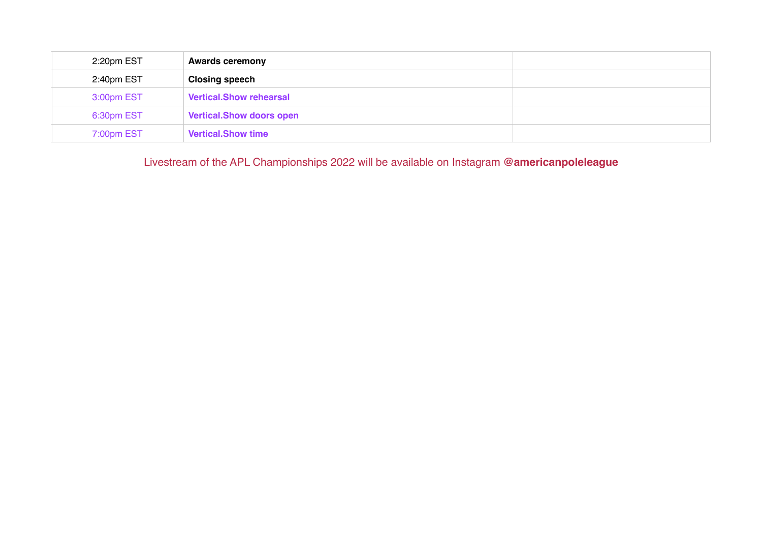| | | |
|---|---|---|
| 2:20pm EST | **Awards ceremony** | |
| 2:40pm EST | **Closing speech** | |
| 3:00pm EST | **Vertical.Show rehearsal** | |
| 6:30pm EST | **Vertical.Show doors open** | |
| 7:00pm EST | **Vertical.Show time** | |

Livestream of the APL Championships 2022 will be available on Instagram **@americanpoleleague**